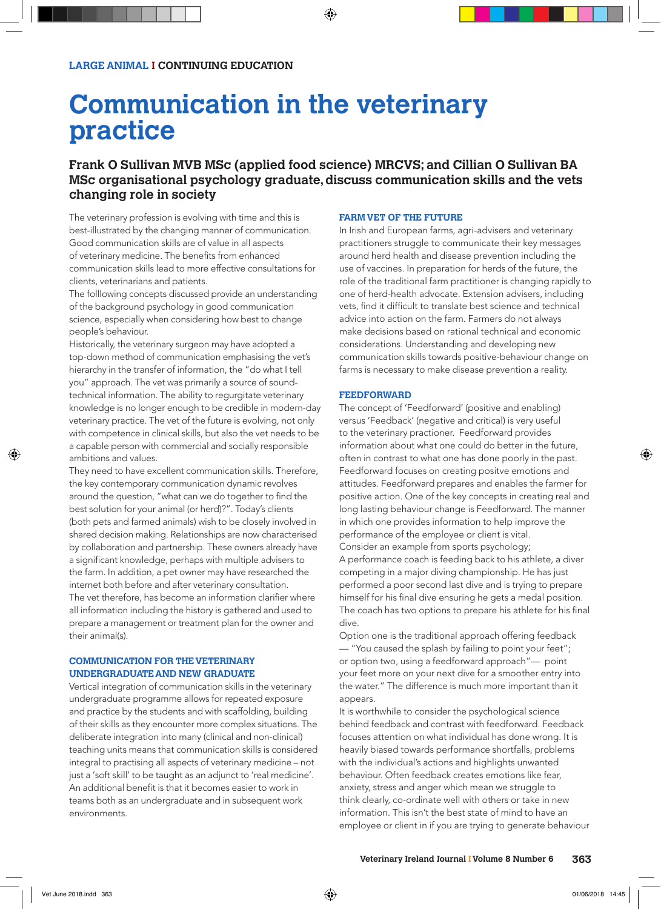LARGE ANIMAL I CONTINUING EDUCATION

# Communication in the veterinary practice

## Frank O Sullivan MVB MSc (applied food science) MRCVS; and Cillian O Sullivan BA MSc organisational psychology graduate, discuss communication skills and the vets changing role in society

The veterinary profession is evolving with time and this is best-illustrated by the changing manner of communication. Good communication skills are of value in all aspects of veterinary medicine. The benefits from enhanced communication skills lead to more effective consultations for clients, veterinarians and patients.

The folllowing concepts discussed provide an understanding of the background psychology in good communication science, especially when considering how best to change people's behaviour.

Historically, the veterinary surgeon may have adopted a top-down method of communication emphasising the vet's hierarchy in the transfer of information, the "do what I tell you" approach. The vet was primarily a source of sound-technical information. The ability to regurgitate veterinary knowledge is no longer enough to be credible in modern-day veterinary practice. The vet of the future is evolving, not only with competence in clinical skills, but also the vet needs to be a capable person with commercial and socially responsible ambitions and values.

They need to have excellent communication skills. Therefore, the key contemporary communication dynamic revolves around the question, "what can we do together to find the best solution for your animal (or herd)?". Today's clients (both pets and farmed animals) wish to be closely involved in shared decision making. Relationships are now characterised by collaboration and partnership. These owners already have a significant knowledge, perhaps with multiple advisers to the farm. In addition, a pet owner may have researched the internet both before and after veterinary consultation.

The vet therefore, has become an information clarifier where all information including the history is gathered and used to prepare a management or treatment plan for the owner and their animal(s).

### COMMUNICATION FOR THE VETERINARY UNDERGRADUATE AND NEW GRADUATE

Vertical integration of communication skills in the veterinary undergraduate programme allows for repeated exposure and practice by the students and with scaffolding, building of their skills as they encounter more complex situations. The deliberate integration into many (clinical and non-clinical) teaching units means that communication skills is considered integral to practising all aspects of veterinary medicine – not just a 'soft skill' to be taught as an adjunct to 'real medicine'. An additional benefit is that it becomes easier to work in teams both as an undergraduate and in subsequent work environments.

### FARM VET OF THE FUTURE

In Irish and European farms, agri-advisers and veterinary practitioners struggle to communicate their key messages around herd health and disease prevention including the use of vaccines. In preparation for herds of the future, the role of the traditional farm practitioner is changing rapidly to one of herd-health advocate. Extension advisers, including vets, find it difficult to translate best science and technical advice into action on the farm. Farmers do not always make decisions based on rational technical and economic considerations. Understanding and developing new communication skills towards positive-behaviour change on farms is necessary to make disease prevention a reality.

### FEEDFORWARD

The concept of 'Feedforward' (positive and enabling) versus 'Feedback' (negative and critical) is very useful to the veterinary practioner. Feedforward provides information about what one could do better in the future, often in contrast to what one has done poorly in the past. Feedforward focuses on creating positve emotions and attitudes. Feedforward prepares and enables the farmer for positive action. One of the key concepts in creating real and long lasting behaviour change is Feedforward. The manner in which one provides information to help improve the performance of the employee or client is vital.

Consider an example from sports psychology;

A performance coach is feeding back to his athlete, a diver competing in a major diving championship. He has just performed a poor second last dive and is trying to prepare himself for his final dive ensuring he gets a medal position. The coach has two options to prepare his athlete for his final dive.

Option one is the traditional approach offering feedback — "You caused the splash by failing to point your feet"; or option two, using a feedforward approach"— point your feet more on your next dive for a smoother entry into the water." The difference is much more important than it appears.

It is worthwhile to consider the psychological science behind feedback and contrast with feedforward. Feedback focuses attention on what individual has done wrong. It is heavily biased towards performance shortfalls, problems with the individual's actions and highlights unwanted behaviour. Often feedback creates emotions like fear, anxiety, stress and anger which mean we struggle to think clearly, co-ordinate well with others or take in new information. This isn't the best state of mind to have an employee or client in if you are trying to generate behaviour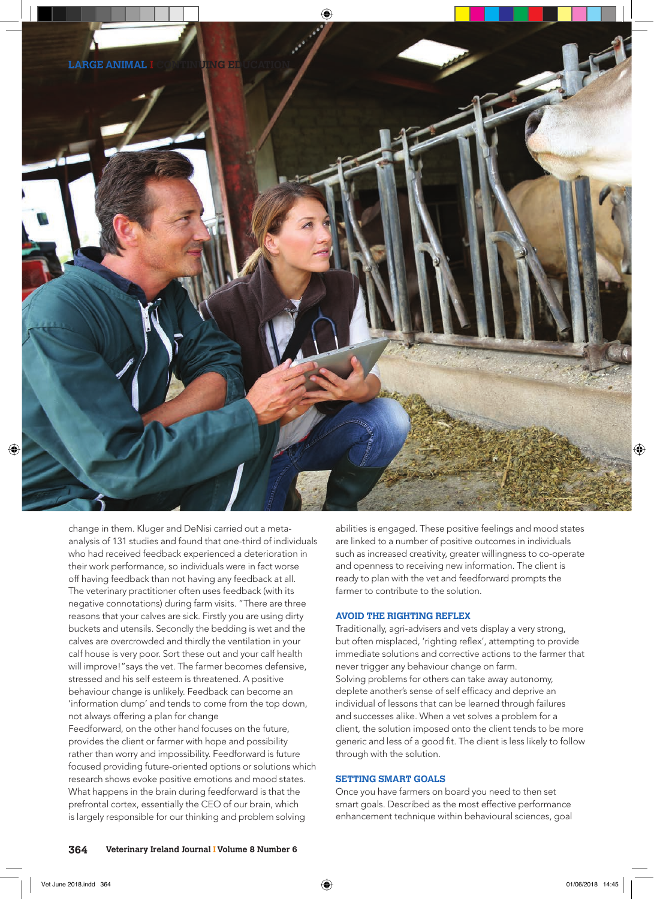change in them. Kluger and DeNisi carried out a meta-analysis of 131 studies and found that one-third of individuals who had received feedback experienced a deterioration in their work performance, so individuals were in fact worse off having feedback than not having any feedback at all. The veterinary practitioner often uses feedback (with its negative connotations) during farm visits. "There are three reasons that your calves are sick. Firstly you are using dirty buckets and utensils. Secondly the bedding is wet and the calves are overcrowded and thirdly the ventilation in your calf house is very poor. Sort these out and your calf health will improve!"says the vet. The farmer becomes defensive, stressed and his self esteem is threatened. A positive behaviour change is unlikely. Feedback can become an 'information dump' and tends to come from the top down, not always offering a plan for change

Feedforward, on the other hand focuses on the future, provides the client or farmer with hope and possibility rather than worry and impossibility. Feedforward is future focused providing future-oriented options or solutions which research shows evoke positive emotions and mood states. What happens in the brain during feedforward is that the prefrontal cortex, essentially the CEO of our brain, which is largely responsible for our thinking and problem solving abilities is engaged. These positive feelings and mood states are linked to a number of positive outcomes in individuals such as increased creativity, greater willingness to co-operate and openness to receiving new information. The client is ready to plan with the vet and feedforward prompts the farmer to contribute to the solution.

## AVOID THE RIGHTING REFLEX

Traditionally, agri-advisers and vets display a very strong, but often misplaced, 'righting reflex', attempting to provide immediate solutions and corrective actions to the farmer that never trigger any behaviour change on farm.

Solving problems for others can take away autonomy, deplete another's sense of self efficacy and deprive an individual of lessons that can be learned through failures and successes alike. When a vet solves a problem for a client, the solution imposed onto the client tends to be more generic and less of a good fit. The client is less likely to follow through with the solution.

## SETTING SMART GOALS

Once you have farmers on board you need to then set smart goals. Described as the most effective performance enhancement technique within behavioural sciences, goal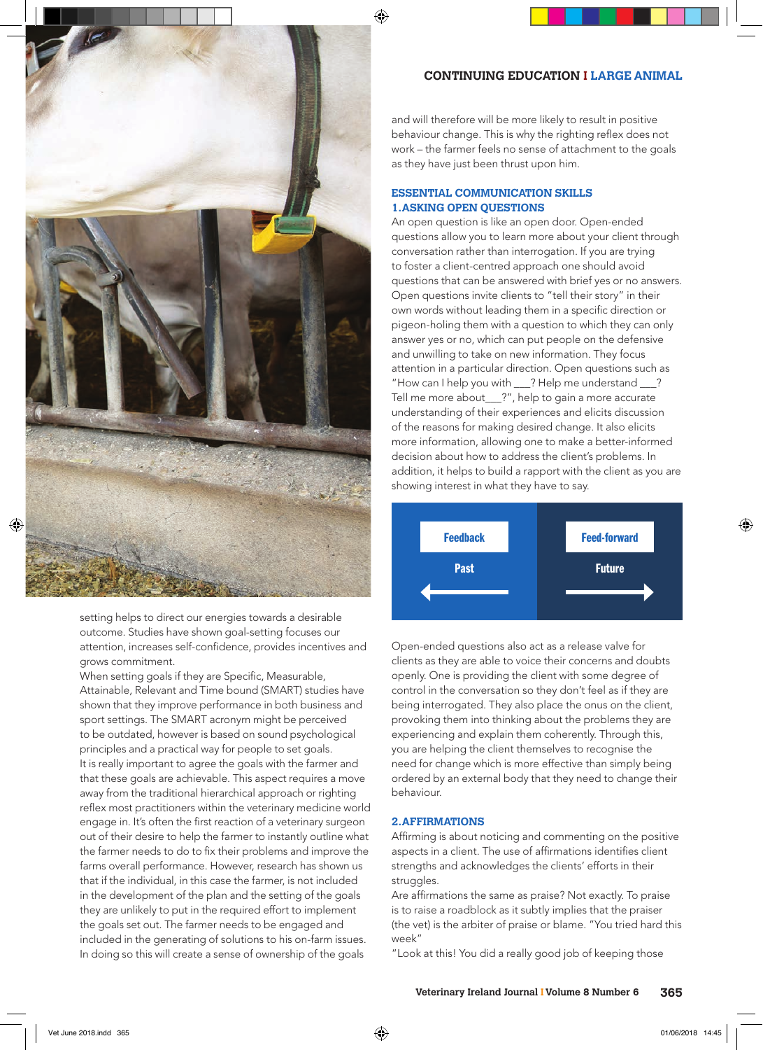setting helps to direct our energies towards a desirable outcome. Studies have shown goal-setting focuses our attention, increases self-confidence, provides incentives and grows commitment.

When setting goals if they are Specific, Measurable, Attainable, Relevant and Time bound (SMART) studies have shown that they improve performance in both business and sport settings. The SMART acronym might be perceived to be outdated, however is based on sound psychological principles and a practical way for people to set goals.

It is really important to agree the goals with the farmer and that these goals are achievable. This aspect requires a move away from the traditional hierarchical approach or righting reflex most practitioners within the veterinary medicine world engage in. It's often the first reaction of a veterinary surgeon out of their desire to help the farmer to instantly outline what the farmer needs to do to fix their problems and improve the farms overall performance. However, research has shown us that if the individual, in this case the farmer, is not included in the development of the plan and the setting of the goals they are unlikely to put in the required effort to implement the goals set out. The farmer needs to be engaged and included in the generating of solutions to his on-farm issues. In doing so this will create a sense of ownership of the goals and will therefore will be more likely to result in positive behaviour change. This is why the righting reflex does not work – the farmer feels no sense of attachment to the goals as they have just been thrust upon him.

## ESSENTIAL COMMUNICATION SKILLS

### 1. ASKING OPEN QUESTIONS

An open question is like an open door. Open-ended questions allow you to learn more about your client through conversation rather than interrogation. If you are trying to foster a client-centred approach one should avoid questions that can be answered with brief yes or no answers. Open questions invite clients to "tell their story" in their own words without leading them in a specific direction or pigeon-holing them with a question to which they can only answer yes or no, which can put people on the defensive and unwilling to take on new information. They focus attention in a particular direction. Open questions such as "How can I help you with ___? Help me understand ___? Tell me more about___?", help to gain a more accurate understanding of their experiences and elicits discussion of the reasons for making desired change. It also elicits more information, allowing one to make a better-informed decision about how to address the client's problems. In addition, it helps to build a rapport with the client as you are showing interest in what they have to say.

| Feedback | Feed-forward |
|---|---|
| Past ← | Future → |

Open-ended questions also act as a release valve for clients as they are able to voice their concerns and doubts openly. One is providing the client with some degree of control in the conversation so they don't feel as if they are being interrogated. They also place the onus on the client, provoking them into thinking about the problems they are experiencing and explain them coherently. Through this, you are helping the client themselves to recognise the need for change which is more effective than simply being ordered by an external body that they need to change their behaviour.

### 2. AFFIRMATIONS

Affirming is about noticing and commenting on the positive aspects in a client. The use of affirmations identifies client strengths and acknowledges the clients' efforts in their struggles.

Are affirmations the same as praise? Not exactly. To praise is to raise a roadblock as it subtly implies that the praiser (the vet) is the arbiter of praise or blame. "You tried hard this week"

"Look at this! You did a really good job of keeping those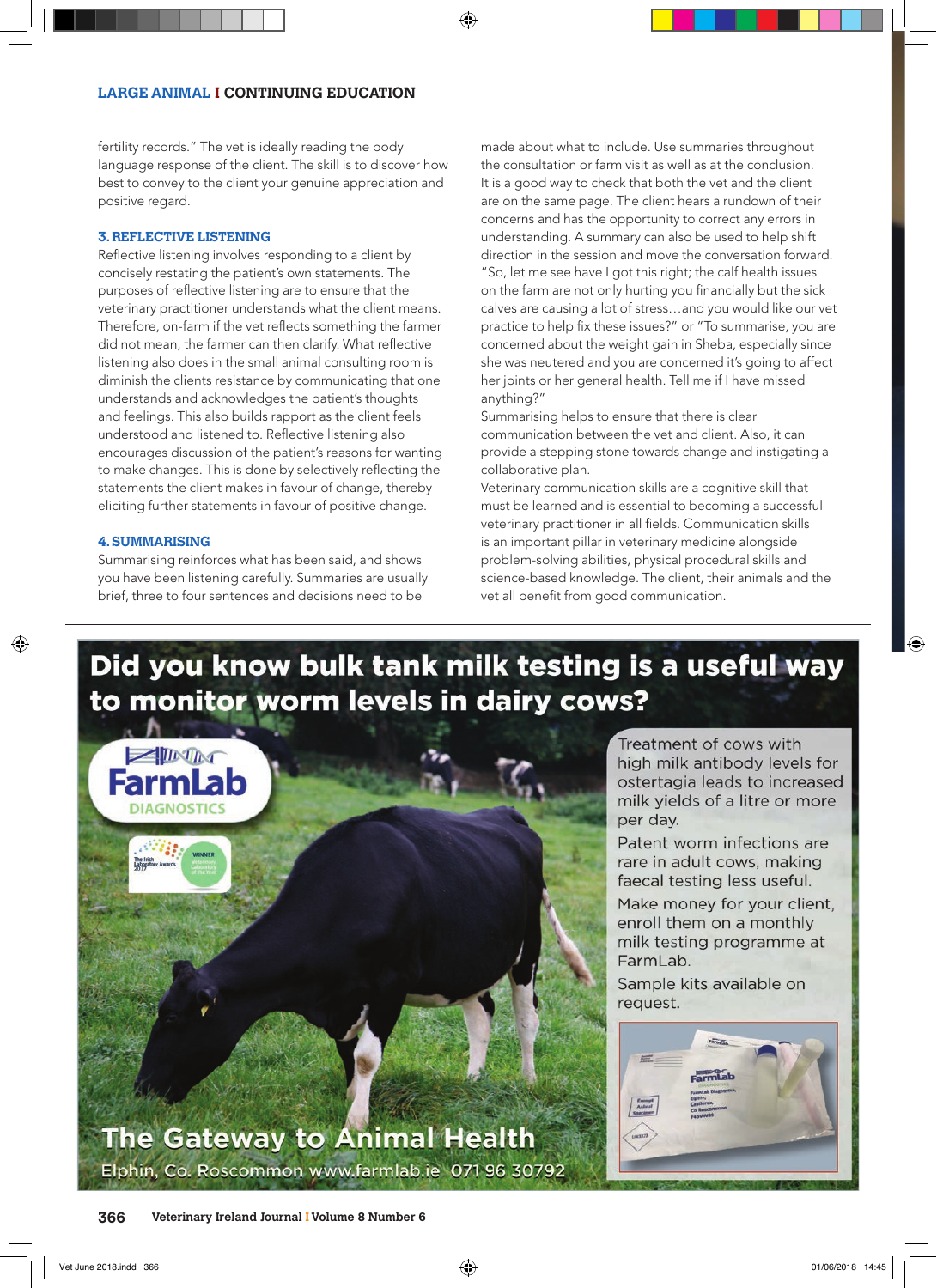fertility records." The vet is ideally reading the body language response of the client. The skill is to discover how best to convey to the client your genuine appreciation and positive regard.

### 3. REFLECTIVE LISTENING

Reflective listening involves responding to a client by concisely restating the patient's own statements. The purposes of reflective listening are to ensure that the veterinary practitioner understands what the client means. Therefore, on-farm if the vet reflects something the farmer did not mean, the farmer can then clarify. What reflective listening also does in the small animal consulting room is diminish the clients resistance by communicating that one understands and acknowledges the patient's thoughts and feelings. This also builds rapport as the client feels understood and listened to. Reflective listening also encourages discussion of the patient's reasons for wanting to make changes. This is done by selectively reflecting the statements the client makes in favour of change, thereby eliciting further statements in favour of positive change.

### 4. SUMMARISING

Summarising reinforces what has been said, and shows you have been listening carefully. Summaries are usually brief, three to four sentences and decisions need to be made about what to include. Use summaries throughout the consultation or farm visit as well as at the conclusion. It is a good way to check that both the vet and the client are on the same page. The client hears a rundown of their concerns and has the opportunity to correct any errors in understanding. A summary can also be used to help shift direction in the session and move the conversation forward. "So, let me see have I got this right; the calf health issues on the farm are not only hurting you financially but the sick calves are causing a lot of stress…and you would like our vet practice to help fix these issues?" or "To summarise, you are concerned about the weight gain in Sheba, especially since she was neutered and you are concerned it's going to affect her joints or her general health. Tell me if I have missed anything?"

Summarising helps to ensure that there is clear communication between the vet and client. Also, it can provide a stepping stone towards change and instigating a collaborative plan.

Veterinary communication skills are a cognitive skill that must be learned and is essential to becoming a successful veterinary practitioner in all fields. Communication skills is an important pillar in veterinary medicine alongside problem-solving abilities, physical procedural skills and science-based knowledge. The client, their animals and the vet all benefit from good communication.

---

## Did you know bulk tank milk testing is a useful way to monitor worm levels in dairy cows?

FarmLab DIAGNOSTICS

Treatment of cows with high milk antibody levels for ostertagia leads to increased milk yields of a litre or more per day.

Patent worm infections are rare in adult cows, making faecal testing less useful.

Make money for your client, enroll them on a monthly milk testing programme at FarmLab.

Sample kits available on request.

**The Gateway to Animal Health**

Elphin, Co. Roscommon www.farmlab.ie 071 96 30792